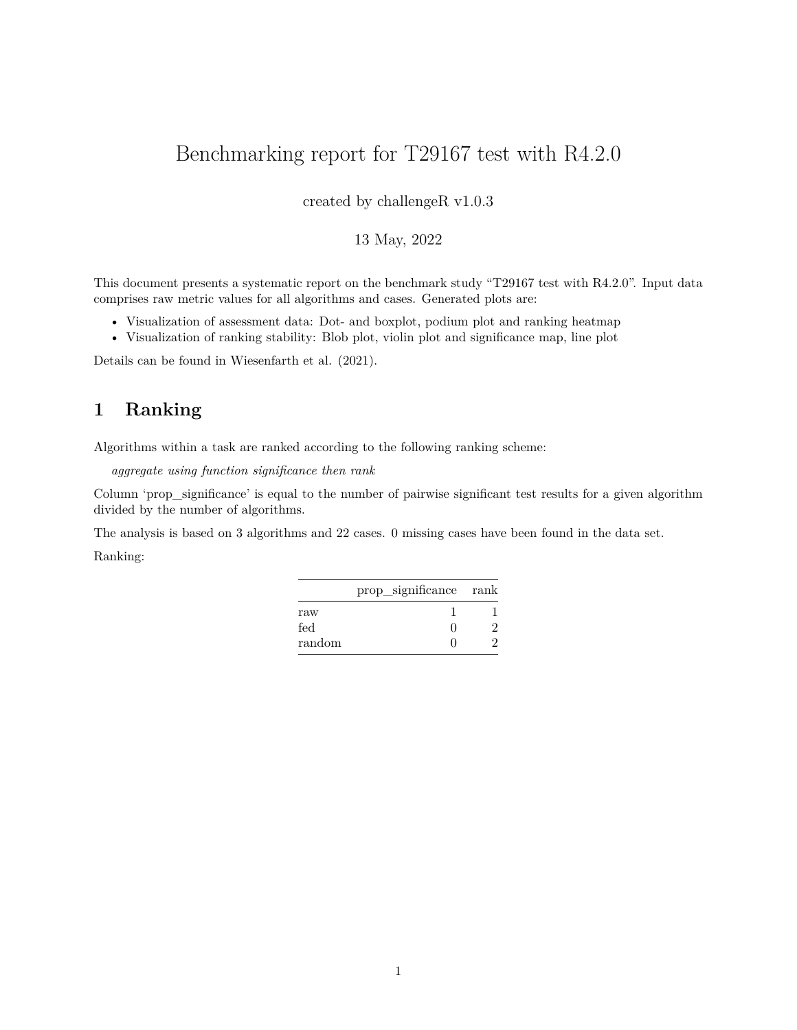# Benchmarking report for T29167 test with R4.2.0

created by challengeR v1.0.3

13 May, 2022

This document presents a systematic report on the benchmark study "T29167 test with R4.2.0". Input data comprises raw metric values for all algorithms and cases. Generated plots are:

- Visualization of assessment data: Dot- and boxplot, podium plot and ranking heatmap
- Visualization of ranking stability: Blob plot, violin plot and significance map, line plot

Details can be found in Wiesenfarth et al. (2021).

## 1 Ranking

Algorithms within a task are ranked according to the following ranking scheme:

*aggregate using function significance then rank*

Column 'prop_significance' is equal to the number of pairwise significant test results for a given algorithm divided by the number of algorithms.

The analysis is based on 3 algorithms and 22 cases. 0 missing cases have been found in the data set.

Ranking:

| | prop_significance | rank |
|---|---|---|
| raw | 1 | 1 |
| fed | 0 | 2 |
| random | 0 | 2 |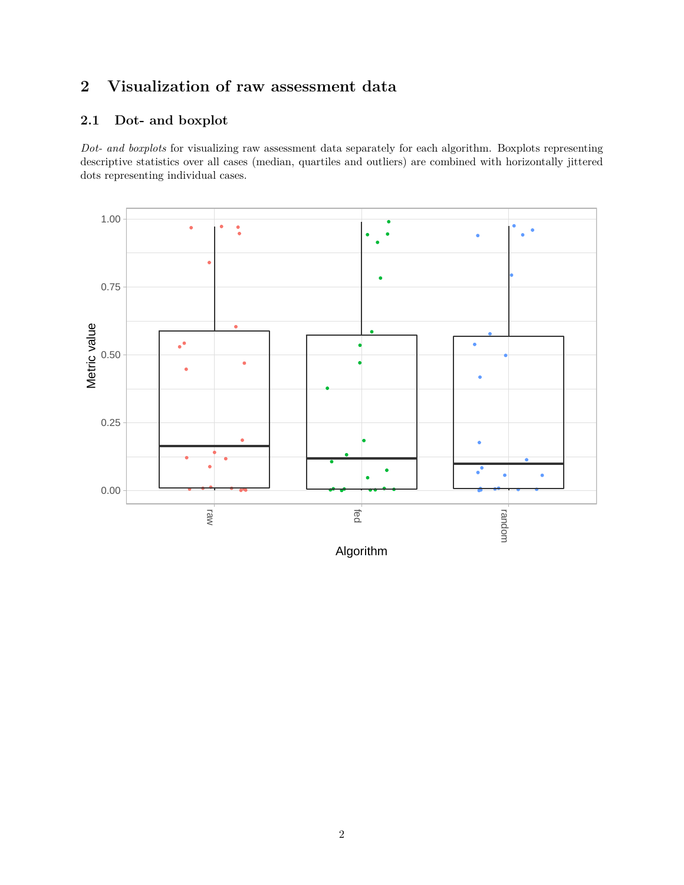# 2 Visualization of raw assessment data

## 2.1 Dot- and boxplot

*Dot- and boxplots* for visualizing raw assessment data separately for each algorithm. Boxplots representing descriptive statistics over all cases (median, quartiles and outliers) are combined with horizontally jittered dots representing individual cases.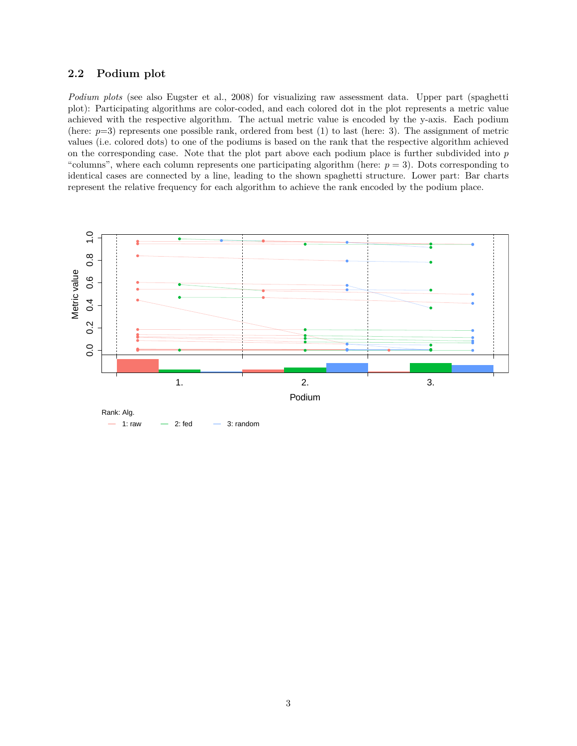## 2.2 Podium plot

*Podium plots* (see also Eugster et al., 2008) for visualizing raw assessment data. Upper part (spaghetti plot): Participating algorithms are color-coded, and each colored dot in the plot represents a metric value achieved with the respective algorithm. The actual metric value is encoded by the y-axis. Each podium (here: $p$=3) represents one possible rank, ordered from best (1) to last (here: 3). The assignment of metric values (i.e. colored dots) to one of the podiums is based on the rank that the respective algorithm achieved on the corresponding case. Note that the plot part above each podium place is further subdivided into $p$ "columns", where each column represents one participating algorithm (here: $p = 3$). Dots corresponding to identical cases are connected by a line, leading to the shown spaghetti structure. Lower part: Bar charts represent the relative frequency for each algorithm to achieve the rank encoded by the podium place.

Rank: Alg.

1: raw    2: fed    3: random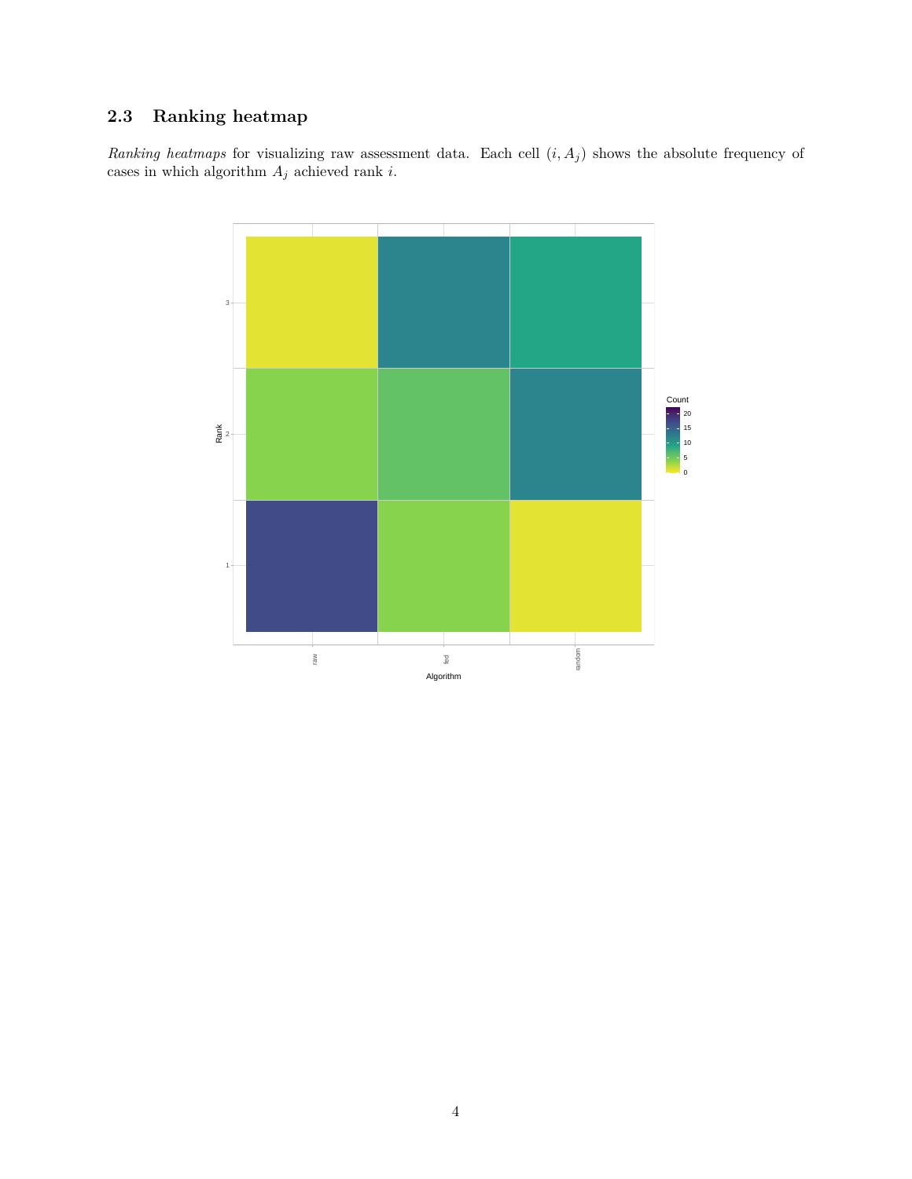### 2.3 Ranking heatmap

*Ranking heatmaps* for visualizing raw assessment data. Each cell $(i, A_j)$ shows the absolute frequency of cases in which algorithm $A_j$ achieved rank $i$.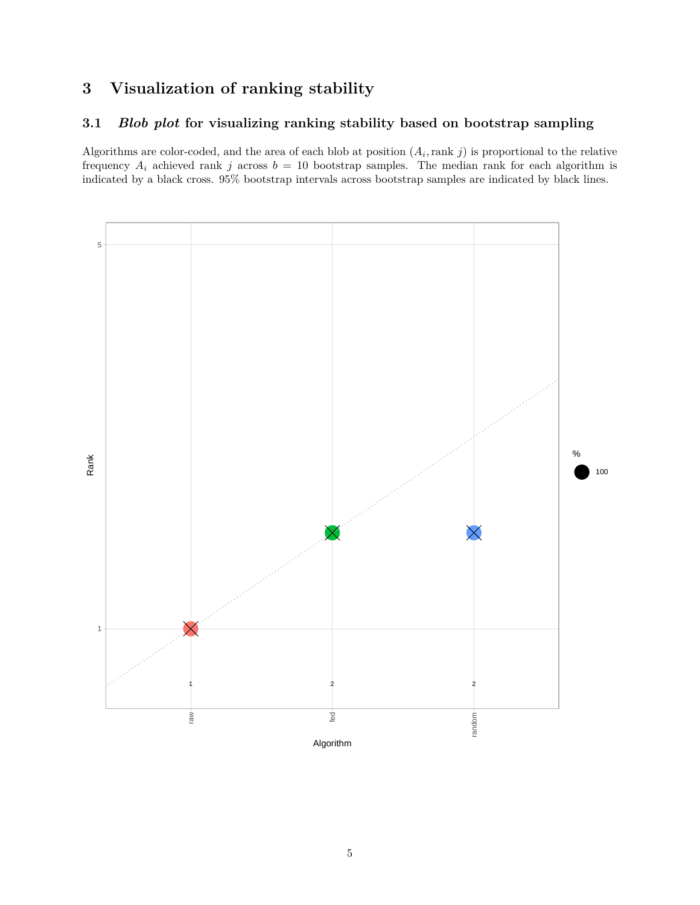# 3 Visualization of ranking stability

## 3.1 *Blob plot* for visualizing ranking stability based on bootstrap sampling

Algorithms are color-coded, and the area of each blob at position $(A_i, \text{rank } j)$ is proportional to the relative frequency $A_i$ achieved rank $j$ across $b = 10$ bootstrap samples. The median rank for each algorithm is indicated by a black cross. 95% bootstrap intervals across bootstrap samples are indicated by black lines.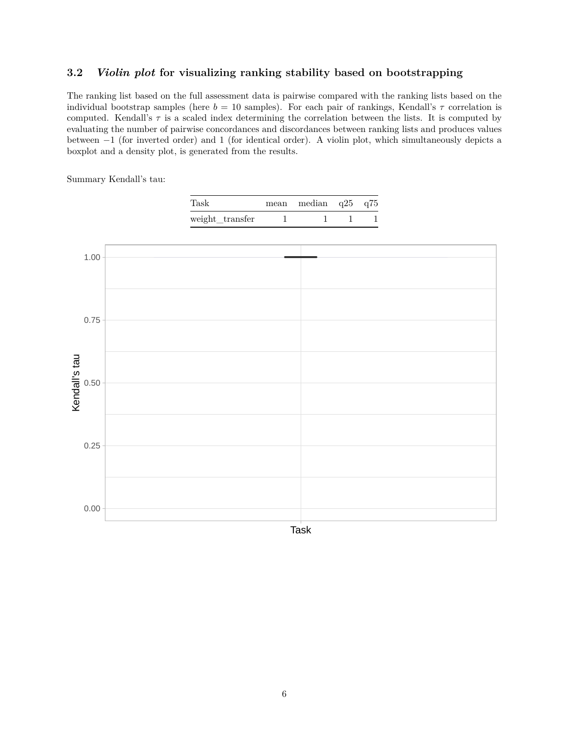### 3.2 *Violin plot* for visualizing ranking stability based on bootstrapping

The ranking list based on the full assessment data is pairwise compared with the ranking lists based on the individual bootstrap samples (here $b = 10$ samples). For each pair of rankings, Kendall's $\tau$ correlation is computed. Kendall's $\tau$ is a scaled index determining the correlation between the lists. It is computed by evaluating the number of pairwise concordances and discordances between ranking lists and produces values between $-1$ (for inverted order) and 1 (for identical order). A violin plot, which simultaneously depicts a boxplot and a density plot, is generated from the results.

Summary Kendall's tau:

| Task | mean | median | q25 | q75 |
|---|---|---|---|---|
| weight_transfer | 1 | 1 | 1 | 1 |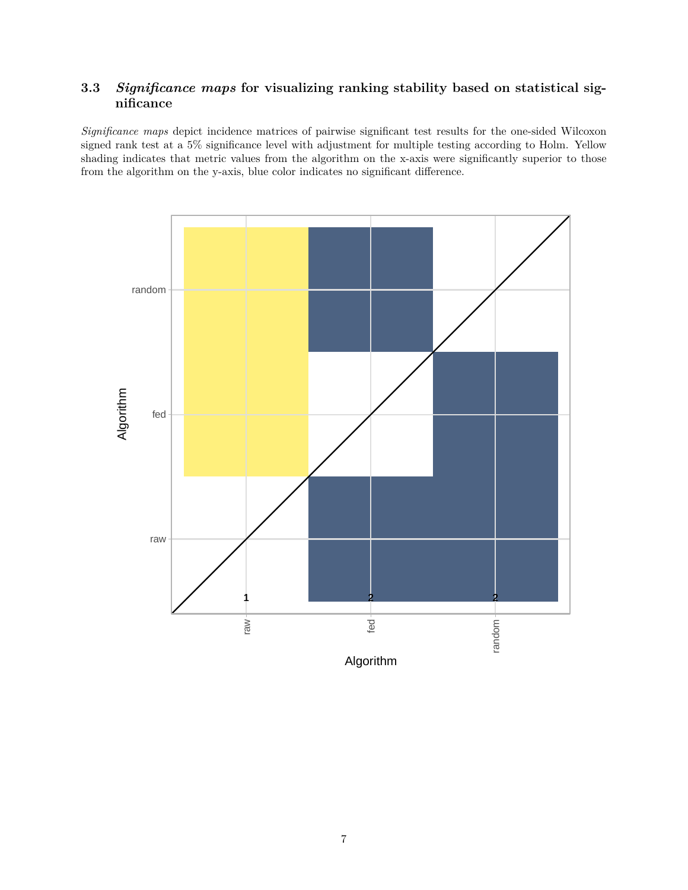### 3.3 *Significance maps* for visualizing ranking stability based on statistical significance

*Significance maps* depict incidence matrices of pairwise significant test results for the one-sided Wilcoxon signed rank test at a 5% significance level with adjustment for multiple testing according to Holm. Yellow shading indicates that metric values from the algorithm on the x-axis were significantly superior to those from the algorithm on the y-axis, blue color indicates no significant difference.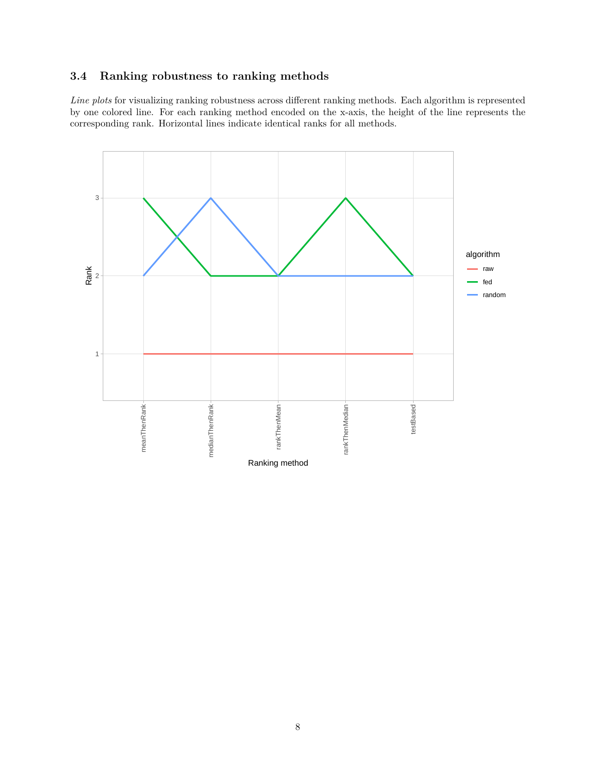### 3.4 Ranking robustness to ranking methods

*Line plots* for visualizing ranking robustness across different ranking methods. Each algorithm is represented by one colored line. For each ranking method encoded on the x-axis, the height of the line represents the corresponding rank. Horizontal lines indicate identical ranks for all methods.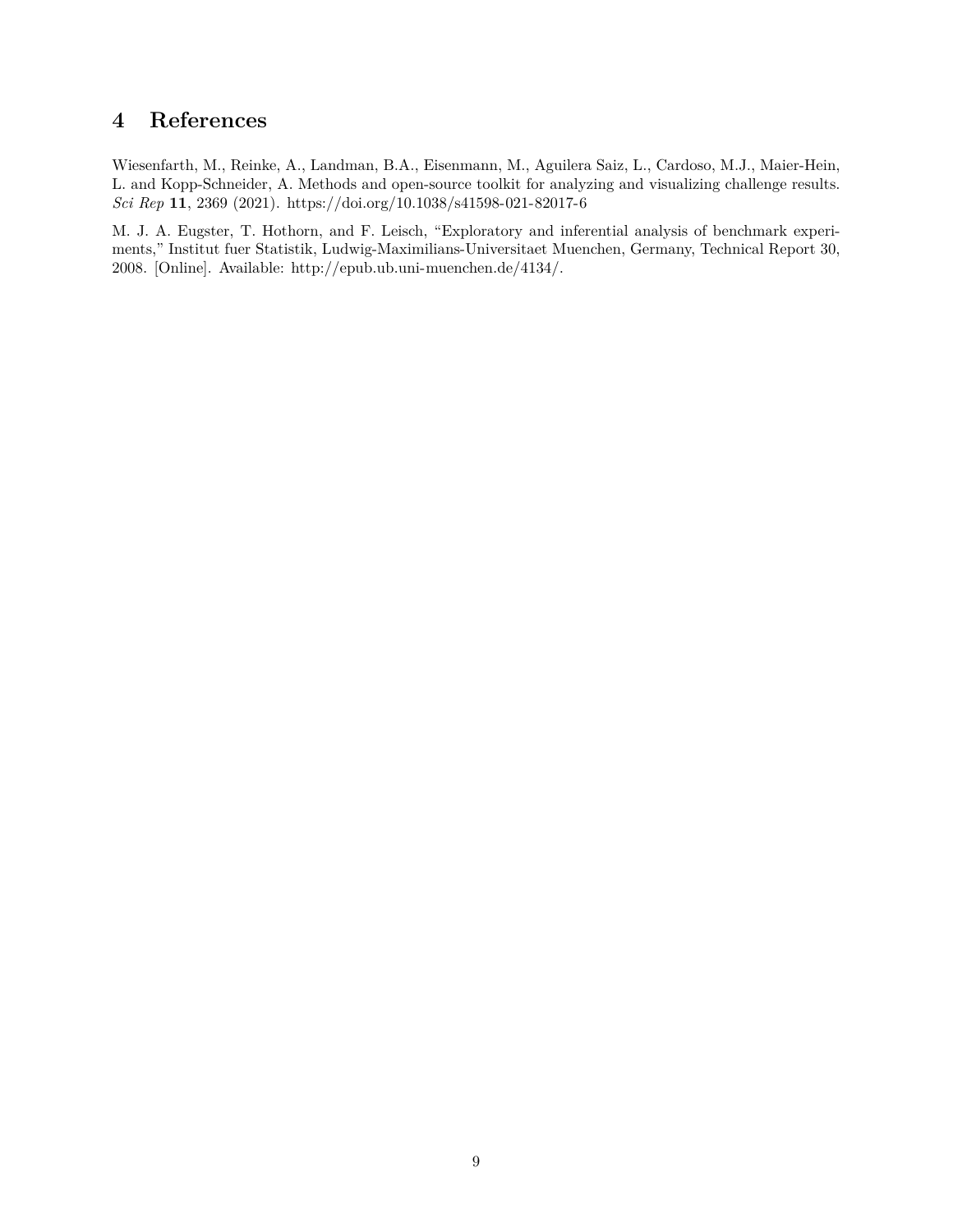# 4 References

Wiesenfarth, M., Reinke, A., Landman, B.A., Eisenmann, M., Aguilera Saiz, L., Cardoso, M.J., Maier-Hein, L. and Kopp-Schneider, A. Methods and open-source toolkit for analyzing and visualizing challenge results. *Sci Rep* **11**, 2369 (2021). https://doi.org/10.1038/s41598-021-82017-6

M. J. A. Eugster, T. Hothorn, and F. Leisch, "Exploratory and inferential analysis of benchmark experiments," Institut fuer Statistik, Ludwig-Maximilians-Universitaet Muenchen, Germany, Technical Report 30, 2008. [Online]. Available: http://epub.ub.uni-muenchen.de/4134/.